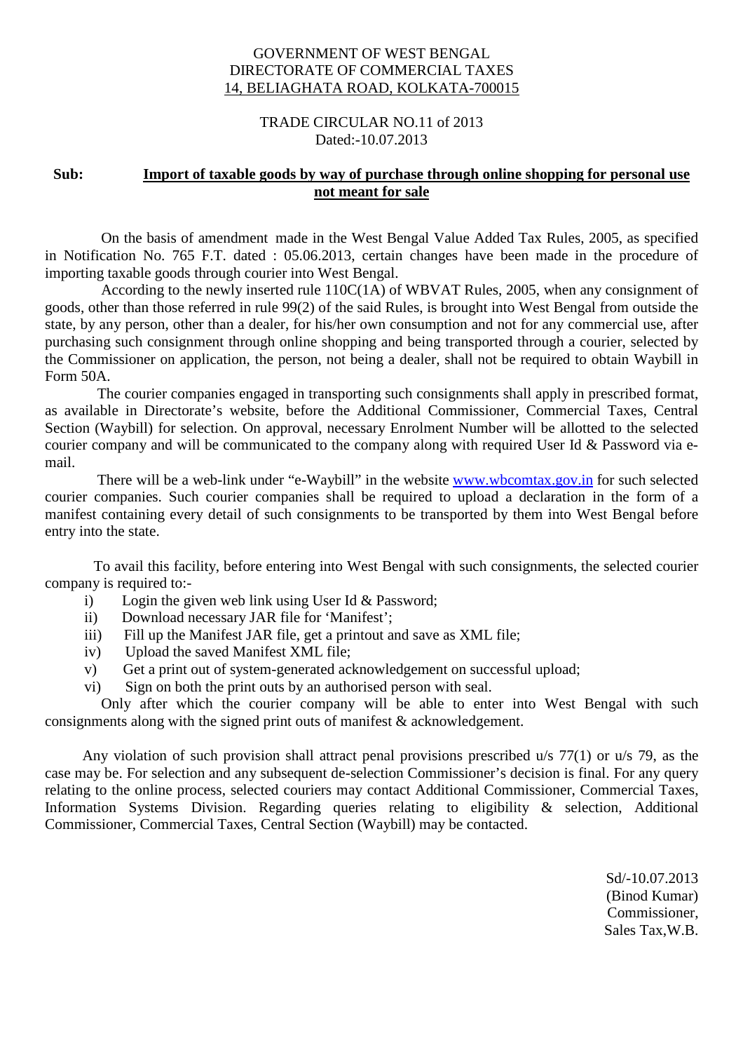GOVERNMENT OF WEST BENGAL
DIRECTORATE OF COMMERCIAL TAXES
14, BELIAGHATA ROAD, KOLKATA-700015

TRADE CIRCULAR NO.11 of 2013
Dated:-10.07.2013

**Sub:** **Import of taxable goods by way of purchase through online shopping for personal use not meant for sale**

On the basis of amendment made in the West Bengal Value Added Tax Rules, 2005, as specified in Notification No. 765 F.T. dated : 05.06.2013, certain changes have been made in the procedure of importing taxable goods through courier into West Bengal.

According to the newly inserted rule 110C(1A) of WBVAT Rules, 2005, when any consignment of goods, other than those referred in rule 99(2) of the said Rules, is brought into West Bengal from outside the state, by any person, other than a dealer, for his/her own consumption and not for any commercial use, after purchasing such consignment through online shopping and being transported through a courier, selected by the Commissioner on application, the person, not being a dealer, shall not be required to obtain Waybill in Form 50A.

The courier companies engaged in transporting such consignments shall apply in prescribed format, as available in Directorate's website, before the Additional Commissioner, Commercial Taxes, Central Section (Waybill) for selection. On approval, necessary Enrolment Number will be allotted to the selected courier company and will be communicated to the company along with required User Id & Password via e-mail.

There will be a web-link under "e-Waybill" in the website www.wbcomtax.gov.in for such selected courier companies. Such courier companies shall be required to upload a declaration in the form of a manifest containing every detail of such consignments to be transported by them into West Bengal before entry into the state.

To avail this facility, before entering into West Bengal with such consignments, the selected courier company is required to:-

i) Login the given web link using User Id & Password;
ii) Download necessary JAR file for 'Manifest';
iii) Fill up the Manifest JAR file, get a printout and save as XML file;
iv) Upload the saved Manifest XML file;
v) Get a print out of system-generated acknowledgement on successful upload;
vi) Sign on both the print outs by an authorised person with seal.

Only after which the courier company will be able to enter into West Bengal with such consignments along with the signed print outs of manifest & acknowledgement.

Any violation of such provision shall attract penal provisions prescribed u/s 77(1) or u/s 79, as the case may be. For selection and any subsequent de-selection Commissioner's decision is final. For any query relating to the online process, selected couriers may contact Additional Commissioner, Commercial Taxes, Information Systems Division. Regarding queries relating to eligibility & selection, Additional Commissioner, Commercial Taxes, Central Section (Waybill) may be contacted.

Sd/-10.07.2013
(Binod Kumar)
Commissioner,
Sales Tax,W.B.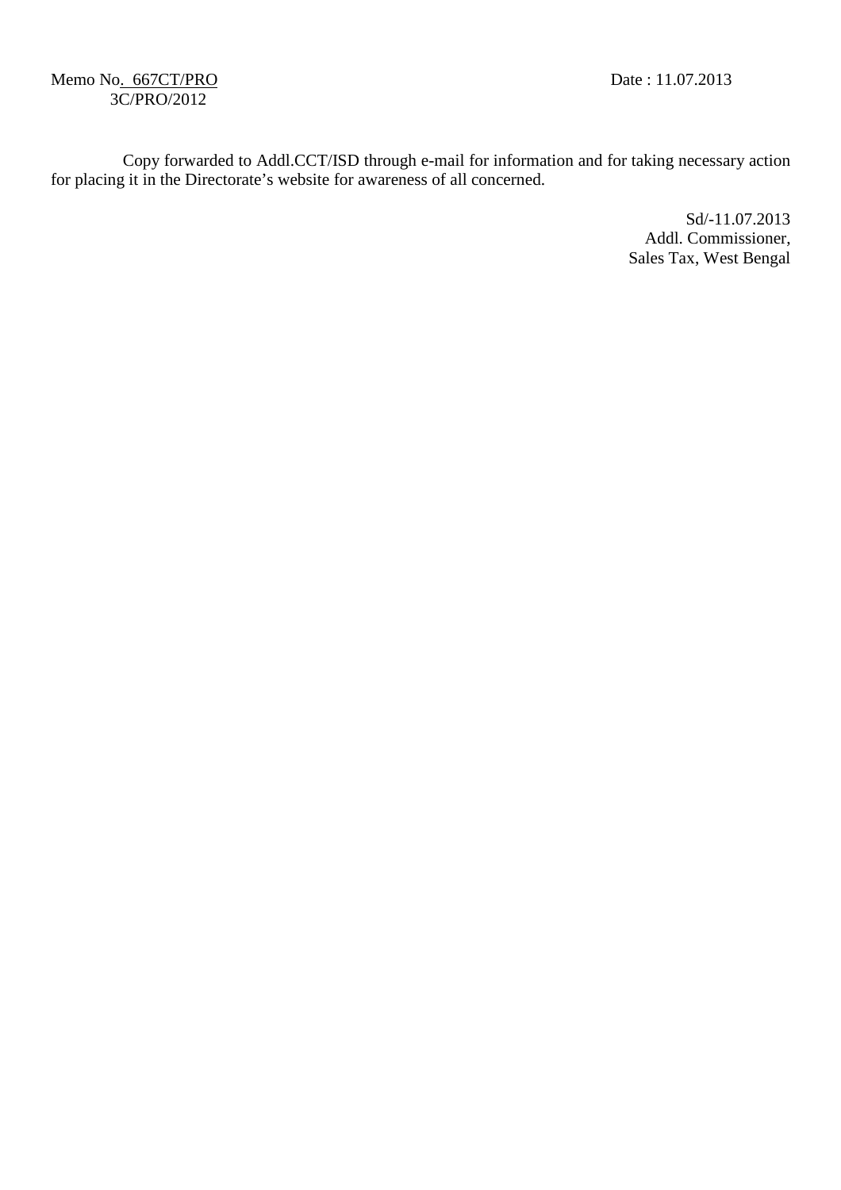Memo No. 667CT/PRO
3C/PRO/2012

Date : 11.07.2013

Copy forwarded to Addl.CCT/ISD through e-mail for information and for taking necessary action for placing it in the Directorate's website for awareness of all concerned.

Sd/-11.07.2013
Addl. Commissioner,
Sales Tax, West Bengal